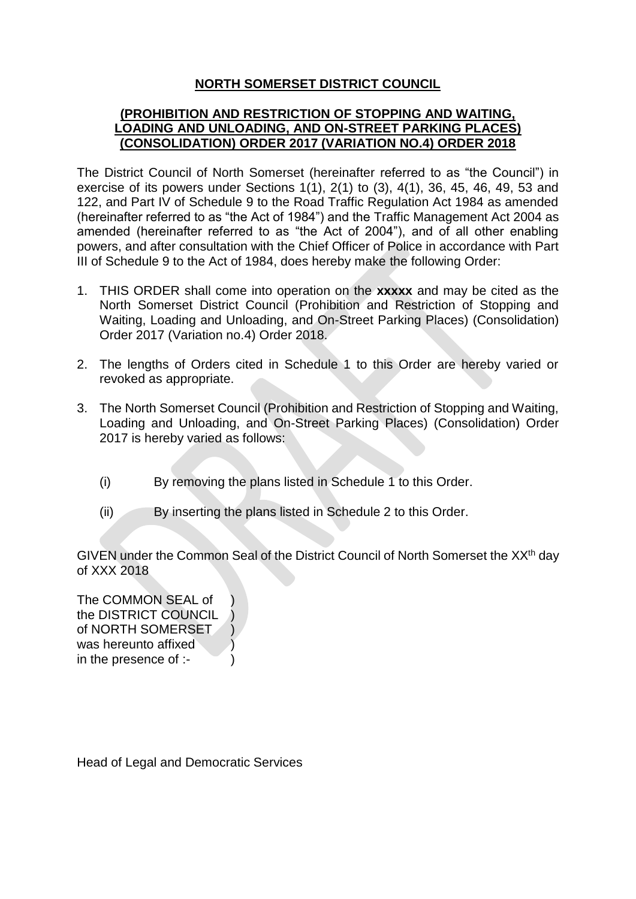# NORTH SOMERSET DISTRICT COUNCIL

## (PROHIBITION AND RESTRICTION OF STOPPING AND WAITING, LOADING AND UNLOADING, AND ON-STREET PARKING PLACES) (CONSOLIDATION) ORDER 2017 (VARIATION NO.4) ORDER 2018

The District Council of North Somerset (hereinafter referred to as "the Council") in exercise of its powers under Sections 1(1), 2(1) to (3), 4(1), 36, 45, 46, 49, 53 and 122, and Part IV of Schedule 9 to the Road Traffic Regulation Act 1984 as amended (hereinafter referred to as "the Act of 1984") and the Traffic Management Act 2004 as amended (hereinafter referred to as "the Act of 2004"), and of all other enabling powers, and after consultation with the Chief Officer of Police in accordance with Part III of Schedule 9 to the Act of 1984, does hereby make the following Order:

1. THIS ORDER shall come into operation on the **xxxxx** and may be cited as the North Somerset District Council (Prohibition and Restriction of Stopping and Waiting, Loading and Unloading, and On-Street Parking Places) (Consolidation) Order 2017 (Variation no.4) Order 2018.

2. The lengths of Orders cited in Schedule 1 to this Order are hereby varied or revoked as appropriate.

3. The North Somerset Council (Prohibition and Restriction of Stopping and Waiting, Loading and Unloading, and On-Street Parking Places) (Consolidation) Order 2017 is hereby varied as follows:

   (i) By removing the plans listed in Schedule 1 to this Order.

   (ii) By inserting the plans listed in Schedule 2 to this Order.

GIVEN under the Common Seal of the District Council of North Somerset the XX[th] day of XXX 2018

The COMMON SEAL of )
the DISTRICT COUNCIL )
of NORTH SOMERSET )
was hereunto affixed )
in the presence of :- )

Head of Legal and Democratic Services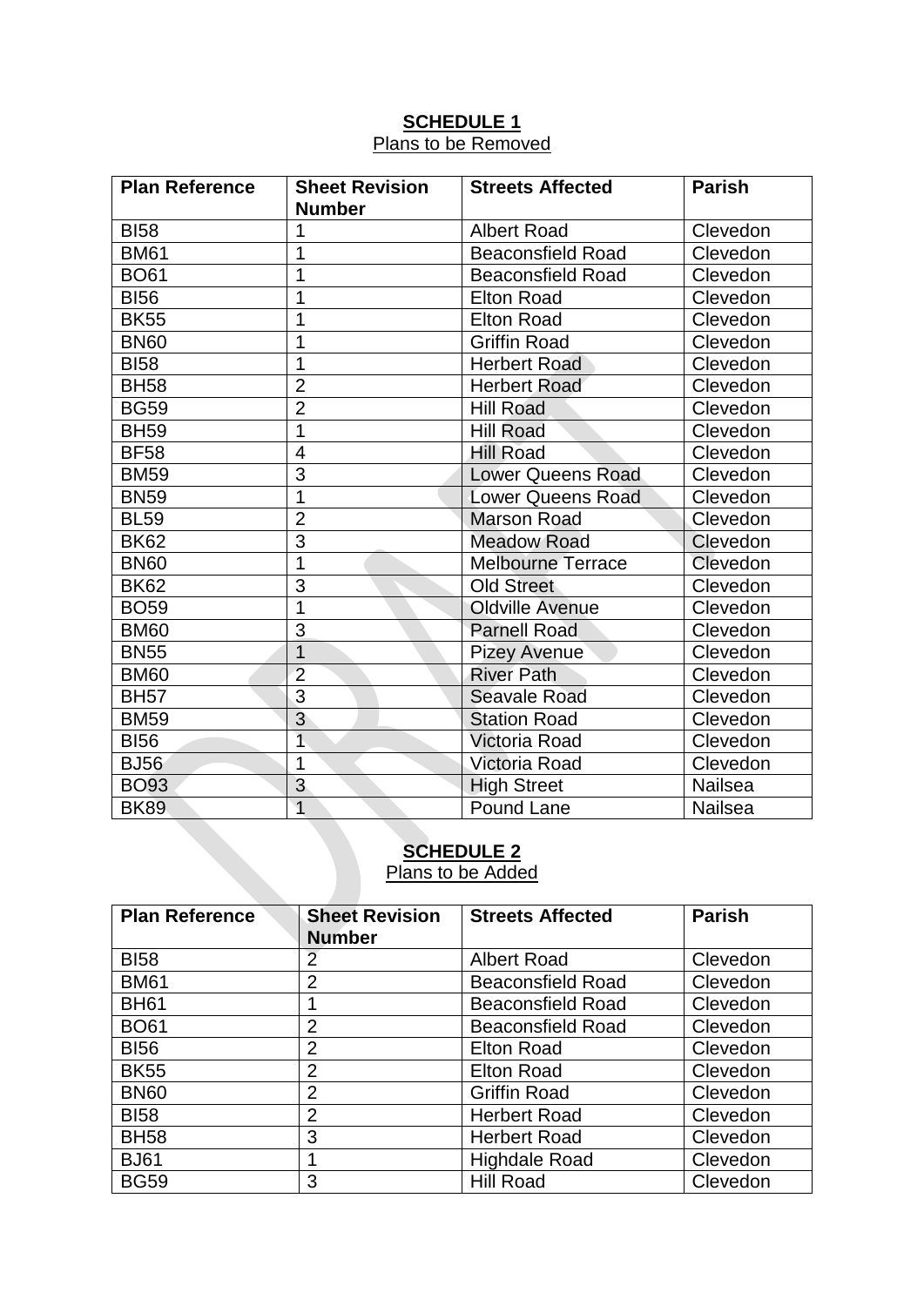**SCHEDULE 1**
Plans to be Removed

| Plan Reference | Sheet Revision Number | Streets Affected | Parish |
|---|---|---|---|
| BI58 | 1 | Albert Road | Clevedon |
| BM61 | 1 | Beaconsfield Road | Clevedon |
| BO61 | 1 | Beaconsfield Road | Clevedon |
| BI56 | 1 | Elton Road | Clevedon |
| BK55 | 1 | Elton Road | Clevedon |
| BN60 | 1 | Griffin Road | Clevedon |
| BI58 | 1 | Herbert Road | Clevedon |
| BH58 | 2 | Herbert Road | Clevedon |
| BG59 | 2 | Hill Road | Clevedon |
| BH59 | 1 | Hill Road | Clevedon |
| BF58 | 4 | Hill Road | Clevedon |
| BM59 | 3 | Lower Queens Road | Clevedon |
| BN59 | 1 | Lower Queens Road | Clevedon |
| BL59 | 2 | Marson Road | Clevedon |
| BK62 | 3 | Meadow Road | Clevedon |
| BN60 | 1 | Melbourne Terrace | Clevedon |
| BK62 | 3 | Old Street | Clevedon |
| BO59 | 1 | Oldville Avenue | Clevedon |
| BM60 | 3 | Parnell Road | Clevedon |
| BN55 | 1 | Pizey Avenue | Clevedon |
| BM60 | 2 | River Path | Clevedon |
| BH57 | 3 | Seavale Road | Clevedon |
| BM59 | 3 | Station Road | Clevedon |
| BI56 | 1 | Victoria Road | Clevedon |
| BJ56 | 1 | Victoria Road | Clevedon |
| BO93 | 3 | High Street | Nailsea |
| BK89 | 1 | Pound Lane | Nailsea |

**SCHEDULE 2**
Plans to be Added

| Plan Reference | Sheet Revision Number | Streets Affected | Parish |
|---|---|---|---|
| BI58 | 2 | Albert Road | Clevedon |
| BM61 | 2 | Beaconsfield Road | Clevedon |
| BH61 | 1 | Beaconsfield Road | Clevedon |
| BO61 | 2 | Beaconsfield Road | Clevedon |
| BI56 | 2 | Elton Road | Clevedon |
| BK55 | 2 | Elton Road | Clevedon |
| BN60 | 2 | Griffin Road | Clevedon |
| BI58 | 2 | Herbert Road | Clevedon |
| BH58 | 3 | Herbert Road | Clevedon |
| BJ61 | 1 | Highdale Road | Clevedon |
| BG59 | 3 | Hill Road | Clevedon |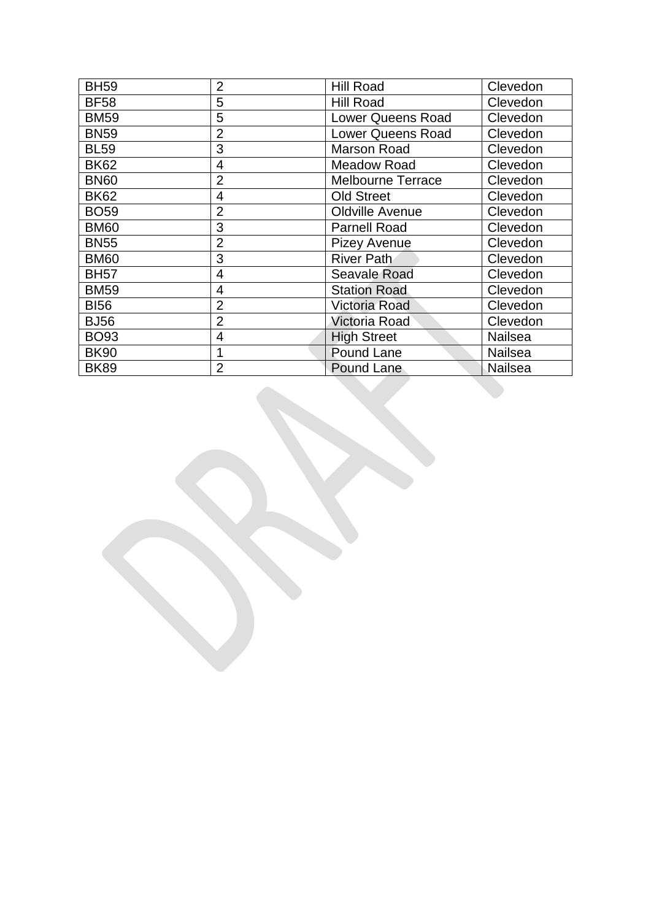| | | | |
|---|---|---|---|
| BH59 | 2 | Hill Road | Clevedon |
| BF58 | 5 | Hill Road | Clevedon |
| BM59 | 5 | Lower Queens Road | Clevedon |
| BN59 | 2 | Lower Queens Road | Clevedon |
| BL59 | 3 | Marson Road | Clevedon |
| BK62 | 4 | Meadow Road | Clevedon |
| BN60 | 2 | Melbourne Terrace | Clevedon |
| BK62 | 4 | Old Street | Clevedon |
| BO59 | 2 | Oldville Avenue | Clevedon |
| BM60 | 3 | Parnell Road | Clevedon |
| BN55 | 2 | Pizey Avenue | Clevedon |
| BM60 | 3 | River Path | Clevedon |
| BH57 | 4 | Seavale Road | Clevedon |
| BM59 | 4 | Station Road | Clevedon |
| BI56 | 2 | Victoria Road | Clevedon |
| BJ56 | 2 | Victoria Road | Clevedon |
| BO93 | 4 | High Street | Nailsea |
| BK90 | 1 | Pound Lane | Nailsea |
| BK89 | 2 | Pound Lane | Nailsea |

DRAFT